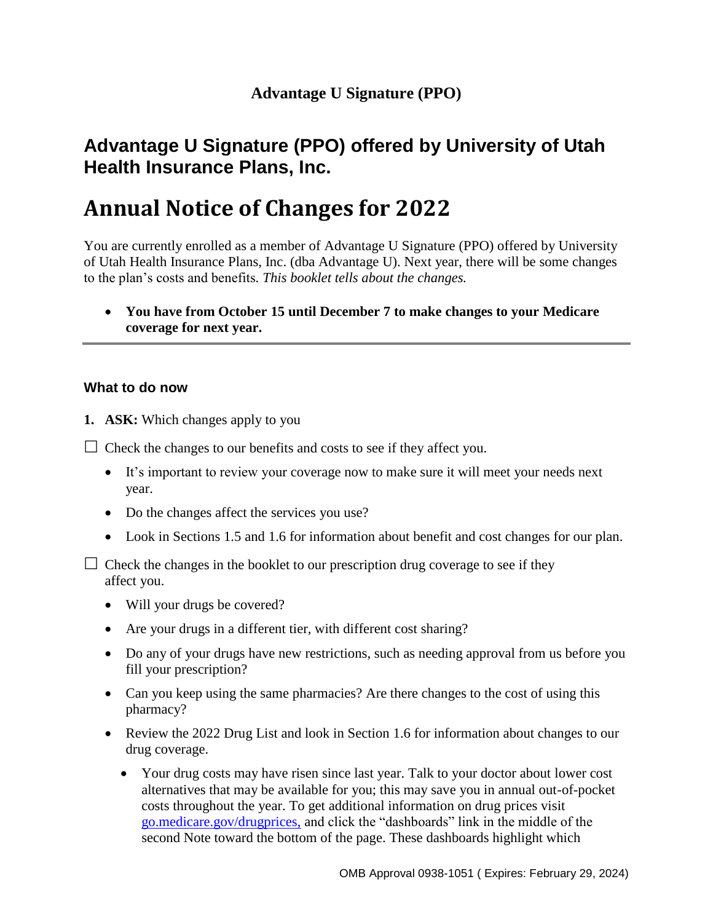**Advantage U Signature (PPO)**

## Advantage U Signature (PPO) offered by University of Utah Health Insurance Plans, Inc.

# Annual Notice of Changes for 2022

You are currently enrolled as a member of Advantage U Signature (PPO) offered by University of Utah Health Insurance Plans, Inc. (dba Advantage U). Next year, there will be some changes to the plan's costs and benefits. *This booklet tells about the changes.*

- **You have from October 15 until December 7 to make changes to your Medicare coverage for next year.**

---

### What to do now

1. **ASK:** Which changes apply to you

☐ Check the changes to our benefits and costs to see if they affect you.

- It's important to review your coverage now to make sure it will meet your needs next year.
- Do the changes affect the services you use?
- Look in Sections 1.5 and 1.6 for information about benefit and cost changes for our plan.

☐ Check the changes in the booklet to our prescription drug coverage to see if they affect you.

- Will your drugs be covered?
- Are your drugs in a different tier, with different cost sharing?
- Do any of your drugs have new restrictions, such as needing approval from us before you fill your prescription?
- Can you keep using the same pharmacies? Are there changes to the cost of using this pharmacy?
- Review the 2022 Drug List and look in Section 1.6 for information about changes to our drug coverage.
  - Your drug costs may have risen since last year. Talk to your doctor about lower cost alternatives that may be available for you; this may save you in annual out-of-pocket costs throughout the year. To get additional information on drug prices visit go.medicare.gov/drugprices, and click the "dashboards" link in the middle of the second Note toward the bottom of the page. These dashboards highlight which

OMB Approval 0938-1051 ( Expires: February 29, 2024)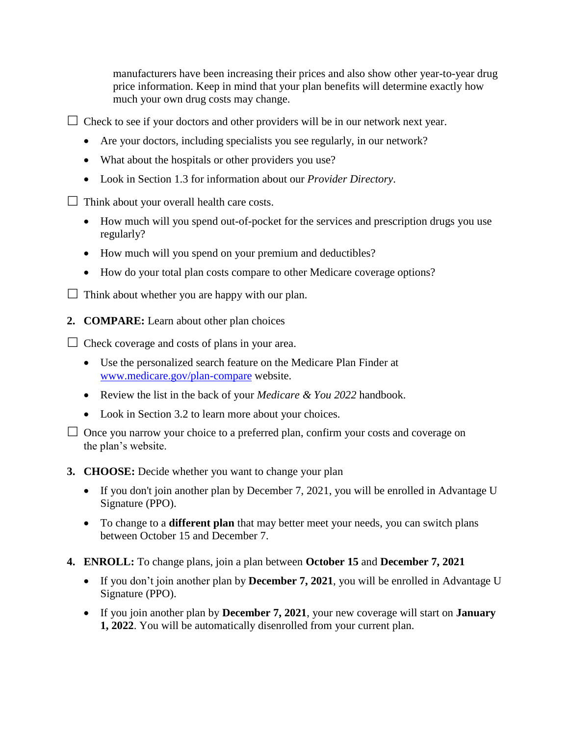manufacturers have been increasing their prices and also show other year-to-year drug price information. Keep in mind that your plan benefits will determine exactly how much your own drug costs may change.

☐ Check to see if your doctors and other providers will be in our network next year.

- Are your doctors, including specialists you see regularly, in our network?
- What about the hospitals or other providers you use?
- Look in Section 1.3 for information about our *Provider Directory*.

☐ Think about your overall health care costs.

- How much will you spend out-of-pocket for the services and prescription drugs you use regularly?
- How much will you spend on your premium and deductibles?
- How do your total plan costs compare to other Medicare coverage options?

☐ Think about whether you are happy with our plan.

2. **COMPARE:** Learn about other plan choices

☐ Check coverage and costs of plans in your area.

- Use the personalized search feature on the Medicare Plan Finder at [www.medicare.gov/plan-compare](http://www.medicare.gov/plan-compare) website.
- Review the list in the back of your *Medicare & You 2022* handbook.
- Look in Section 3.2 to learn more about your choices.

☐ Once you narrow your choice to a preferred plan, confirm your costs and coverage on the plan's website.

3. **CHOOSE:** Decide whether you want to change your plan

- If you don't join another plan by December 7, 2021, you will be enrolled in Advantage U Signature (PPO).
- To change to a **different plan** that may better meet your needs, you can switch plans between October 15 and December 7.

4. **ENROLL:** To change plans, join a plan between **October 15** and **December 7, 2021**

- If you don't join another plan by **December 7, 2021**, you will be enrolled in Advantage U Signature (PPO).
- If you join another plan by **December 7, 2021**, your new coverage will start on **January 1, 2022**. You will be automatically disenrolled from your current plan.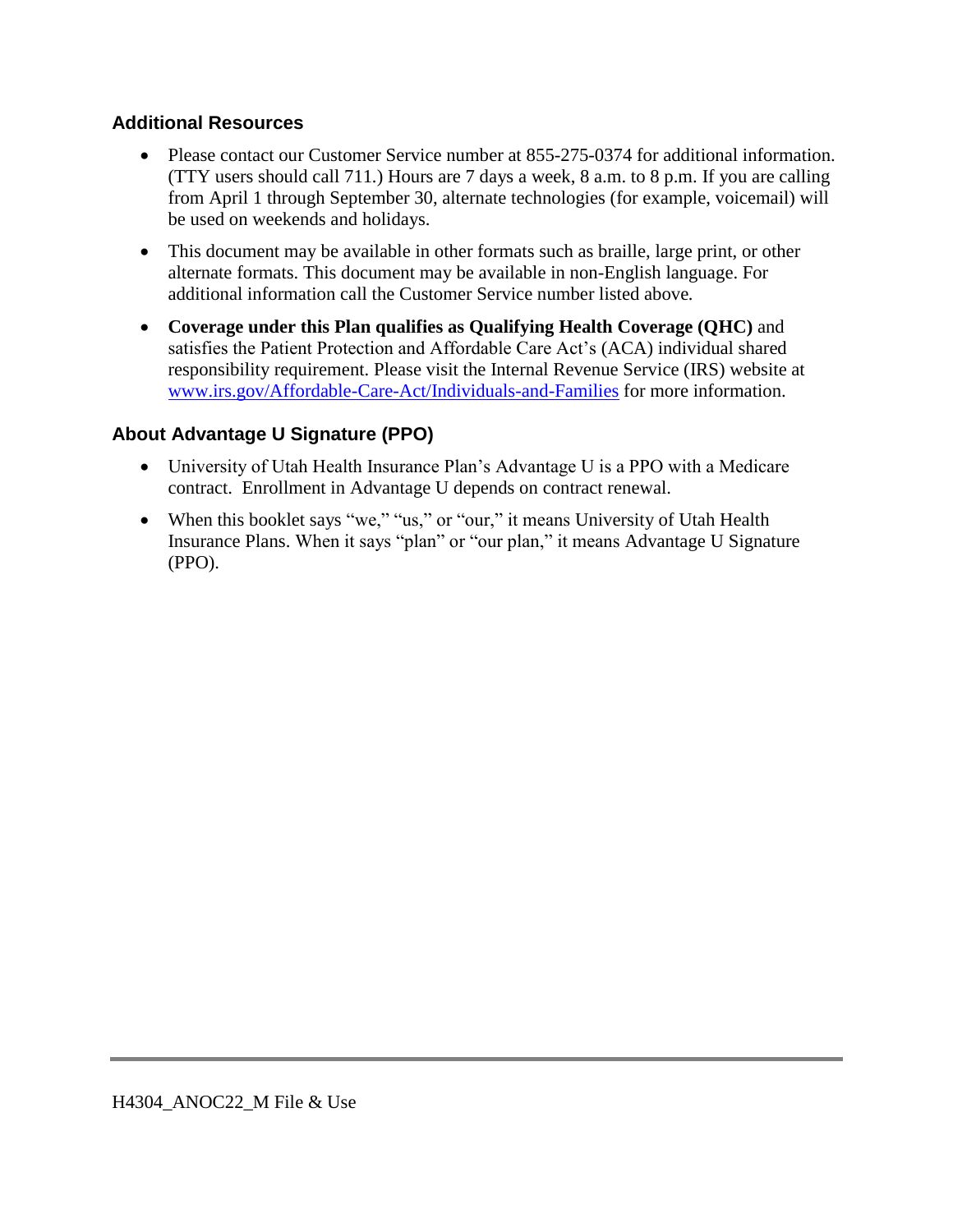### Additional Resources

- Please contact our Customer Service number at 855-275-0374 for additional information. (TTY users should call 711.) Hours are 7 days a week, 8 a.m. to 8 p.m. If you are calling from April 1 through September 30, alternate technologies (for example, voicemail) will be used on weekends and holidays.
- This document may be available in other formats such as braille, large print, or other alternate formats. This document may be available in non-English language. For additional information call the Customer Service number listed above.
- **Coverage under this Plan qualifies as Qualifying Health Coverage (QHC)** and satisfies the Patient Protection and Affordable Care Act's (ACA) individual shared responsibility requirement. Please visit the Internal Revenue Service (IRS) website at [www.irs.gov/Affordable-Care-Act/Individuals-and-Families](www.irs.gov/Affordable-Care-Act/Individuals-and-Families) for more information.

### About Advantage U Signature (PPO)

- University of Utah Health Insurance Plan's Advantage U is a PPO with a Medicare contract. Enrollment in Advantage U depends on contract renewal.
- When this booklet says "we," "us," or "our," it means University of Utah Health Insurance Plans. When it says "plan" or "our plan," it means Advantage U Signature (PPO).

H4304_ANOC22_M File & Use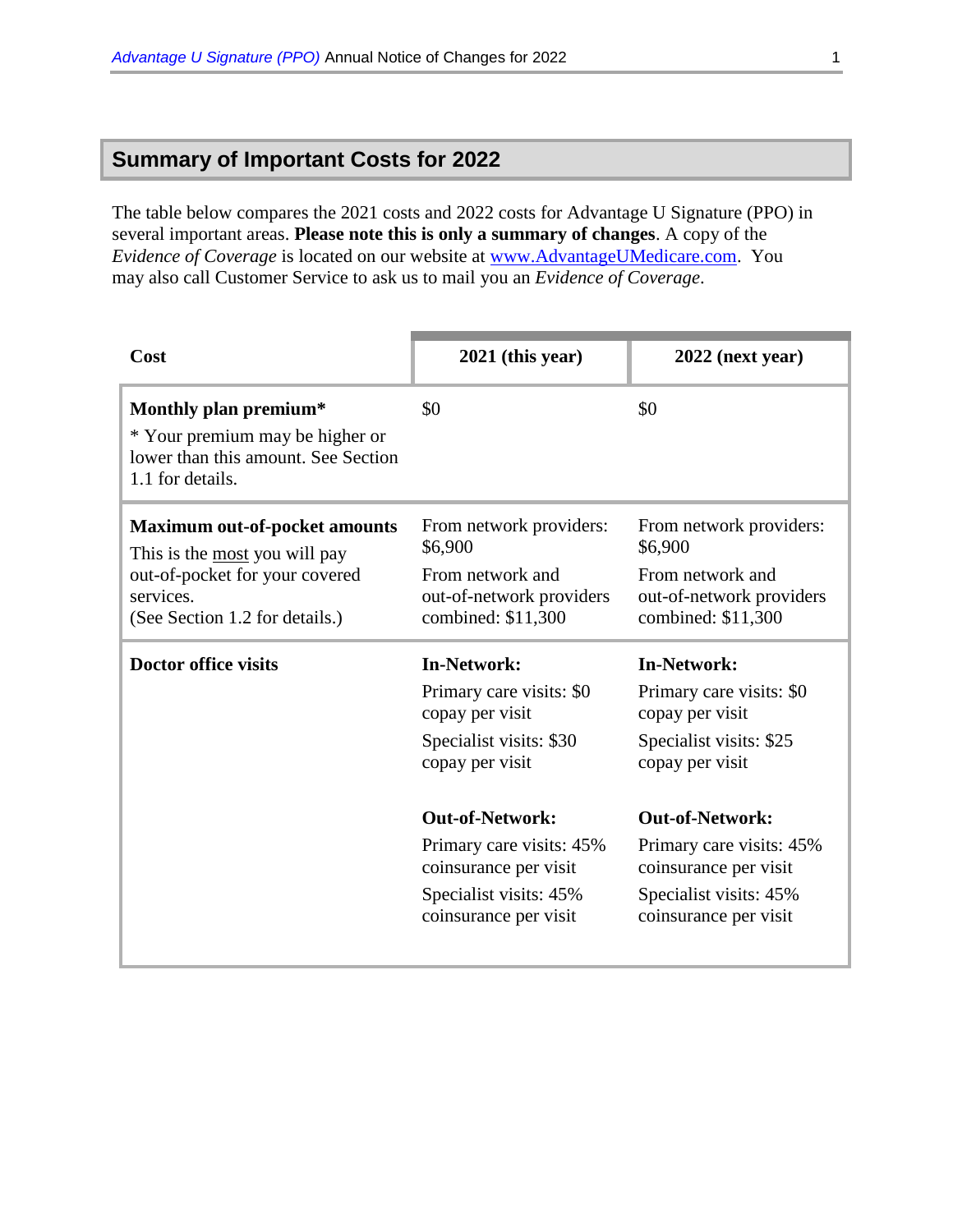## Summary of Important Costs for 2022

The table below compares the 2021 costs and 2022 costs for Advantage U Signature (PPO) in several important areas. **Please note this is only a summary of changes**. A copy of the *Evidence of Coverage* is located on our website at [www.AdvantageUMedicare.com](http://www.AdvantageUMedicare.com). You may also call Customer Service to ask us to mail you an *Evidence of Coverage*.

| Cost | 2021 (this year) | 2022 (next year) |
|---|---|---|
| **Monthly plan premium*** <br> * Your premium may be higher or lower than this amount. See Section 1.1 for details. | $0 | $0 |
| **Maximum out-of-pocket amounts** <br> This is the <u>most</u> you will pay out-of-pocket for your covered services. <br> (See Section 1.2 for details.) | From network providers: $6,900 <br> From network and out-of-network providers combined: $11,300 | From network providers: $6,900 <br> From network and out-of-network providers combined: $11,300 |
| **Doctor office visits** | **In-Network:** <br> Primary care visits: $0 copay per visit <br> Specialist visits: $30 copay per visit <br><br> **Out-of-Network:** <br> Primary care visits: 45% coinsurance per visit <br> Specialist visits: 45% coinsurance per visit | **In-Network:** <br> Primary care visits: $0 copay per visit <br> Specialist visits: $25 copay per visit <br><br> **Out-of-Network:** <br> Primary care visits: 45% coinsurance per visit <br> Specialist visits: 45% coinsurance per visit |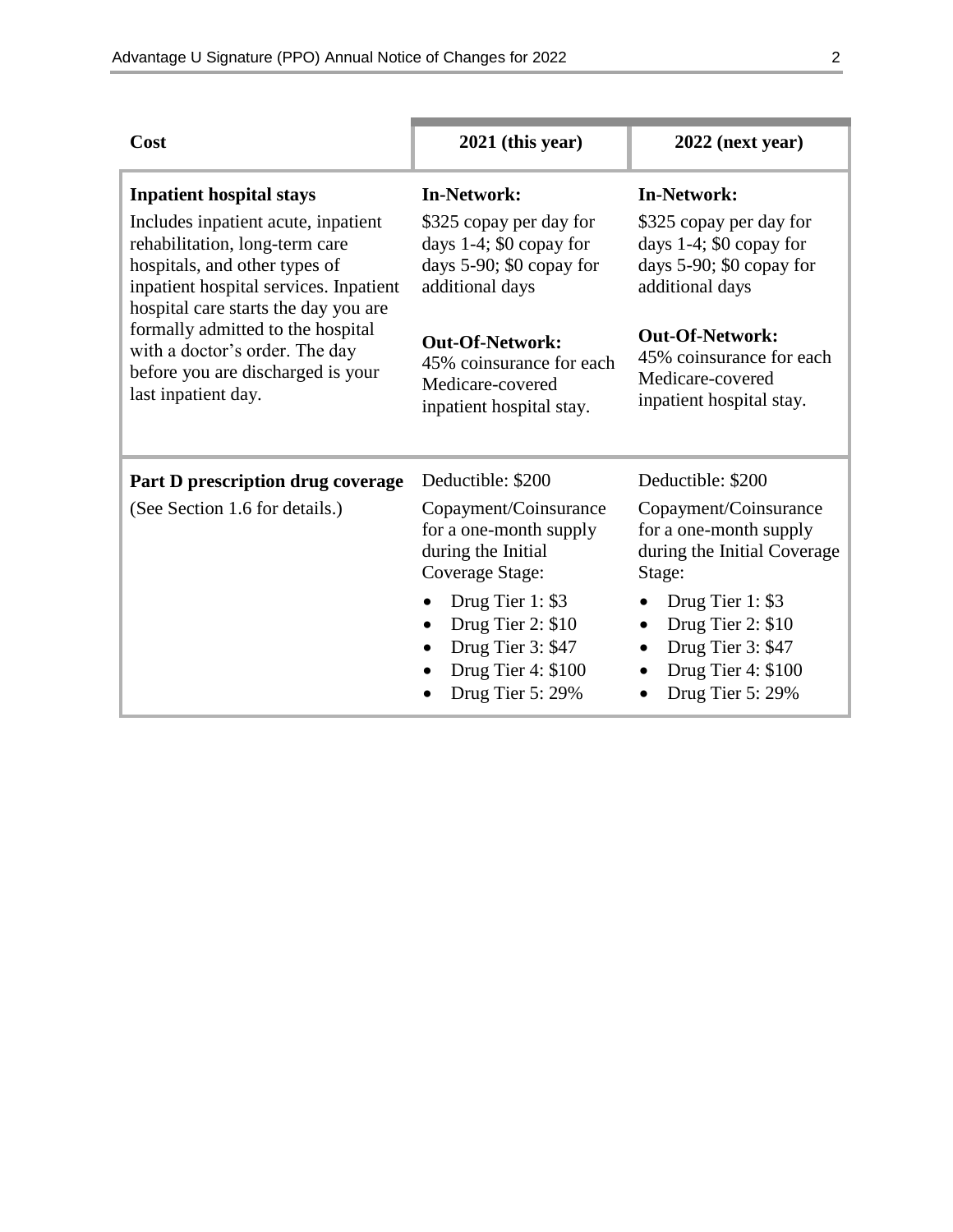| Cost | 2021 (this year) | 2022 (next year) |
|---|---|---|
| **Inpatient hospital stays**<br>Includes inpatient acute, inpatient rehabilitation, long-term care hospitals, and other types of inpatient hospital services. Inpatient hospital care starts the day you are formally admitted to the hospital with a doctor's order. The day before you are discharged is your last inpatient day. | **In-Network:**<br>$325 copay per day for days 1-4; $0 copay for days 5-90; $0 copay for additional days<br><br>**Out-Of-Network:**<br>45% coinsurance for each Medicare-covered inpatient hospital stay. | **In-Network:**<br>$325 copay per day for days 1-4; $0 copay for days 5-90; $0 copay for additional days<br><br>**Out-Of-Network:**<br>45% coinsurance for each Medicare-covered inpatient hospital stay. |
| **Part D prescription drug coverage**<br>(See Section 1.6 for details.) | Deductible: $200<br><br>Copayment/Coinsurance for a one-month supply during the Initial Coverage Stage:<br>• Drug Tier 1: $3<br>• Drug Tier 2: $10<br>• Drug Tier 3: $47<br>• Drug Tier 4: $100<br>• Drug Tier 5: 29% | Deductible: $200<br><br>Copayment/Coinsurance for a one-month supply during the Initial Coverage Stage:<br>• Drug Tier 1: $3<br>• Drug Tier 2: $10<br>• Drug Tier 3: $47<br>• Drug Tier 4: $100<br>• Drug Tier 5: 29% |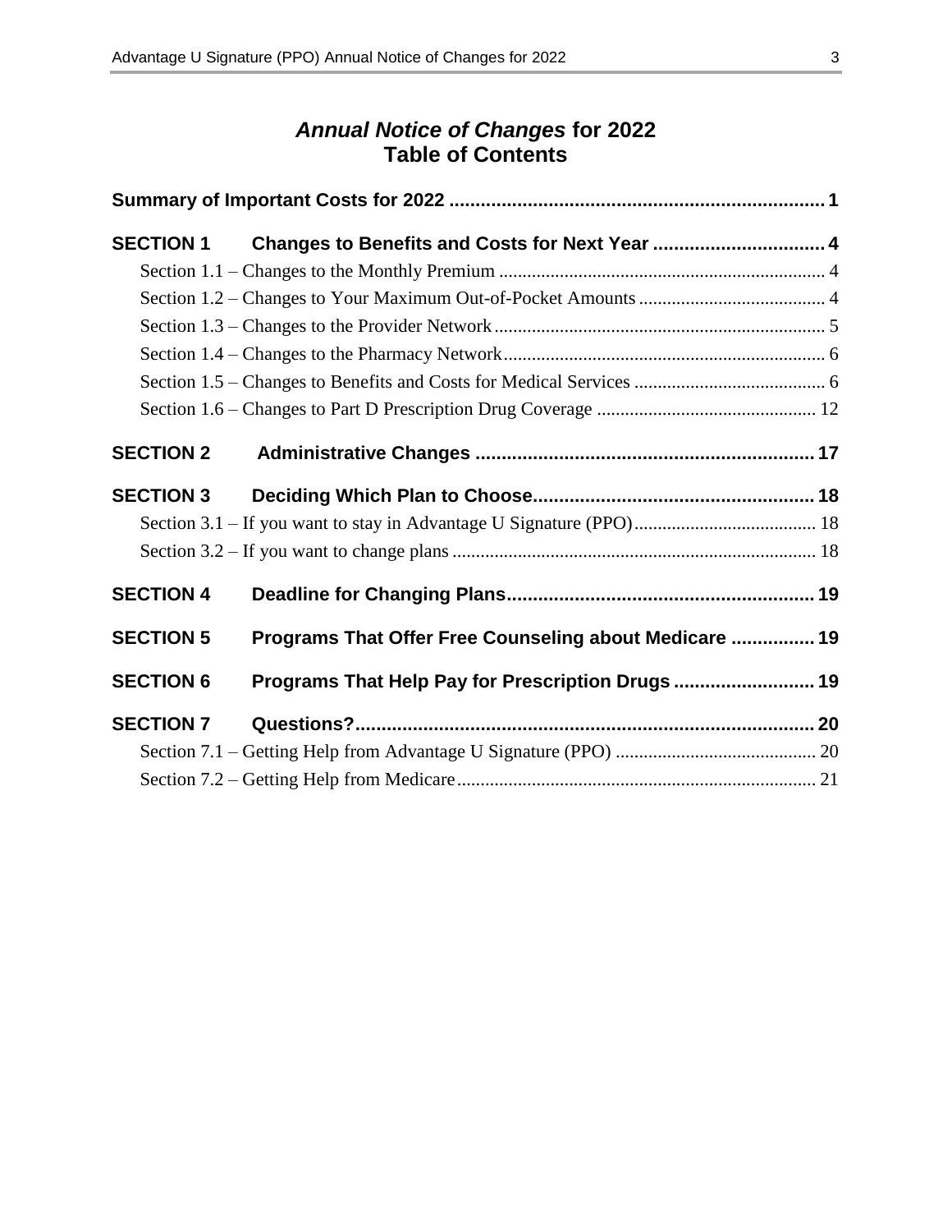# *Annual Notice of Changes* for 2022
# Table of Contents

**Summary of Important Costs for 2022 .......................................................................... 1**

**SECTION 1 Changes to Benefits and Costs for Next Year ................................. 4**

Section 1.1 – Changes to the Monthly Premium ...................................................................... 4

Section 1.2 – Changes to Your Maximum Out-of-Pocket Amounts ........................................ 4

Section 1.3 – Changes to the Provider Network ....................................................................... 5

Section 1.4 – Changes to the Pharmacy Network ..................................................................... 6

Section 1.5 – Changes to Benefits and Costs for Medical Services ......................................... 6

Section 1.6 – Changes to Part D Prescription Drug Coverage ............................................... 12

**SECTION 2 Administrative Changes ................................................................ 17**

**SECTION 3 Deciding Which Plan to Choose ..................................................... 18**

Section 3.1 – If you want to stay in Advantage U Signature (PPO) ....................................... 18

Section 3.2 – If you want to change plans .............................................................................. 18

**SECTION 4 Deadline for Changing Plans .......................................................... 19**

**SECTION 5 Programs That Offer Free Counseling about Medicare ................ 19**

**SECTION 6 Programs That Help Pay for Prescription Drugs .......................... 19**

**SECTION 7 Questions? ....................................................................................... 20**

Section 7.1 – Getting Help from Advantage U Signature (PPO) ........................................... 20

Section 7.2 – Getting Help from Medicare ............................................................................. 21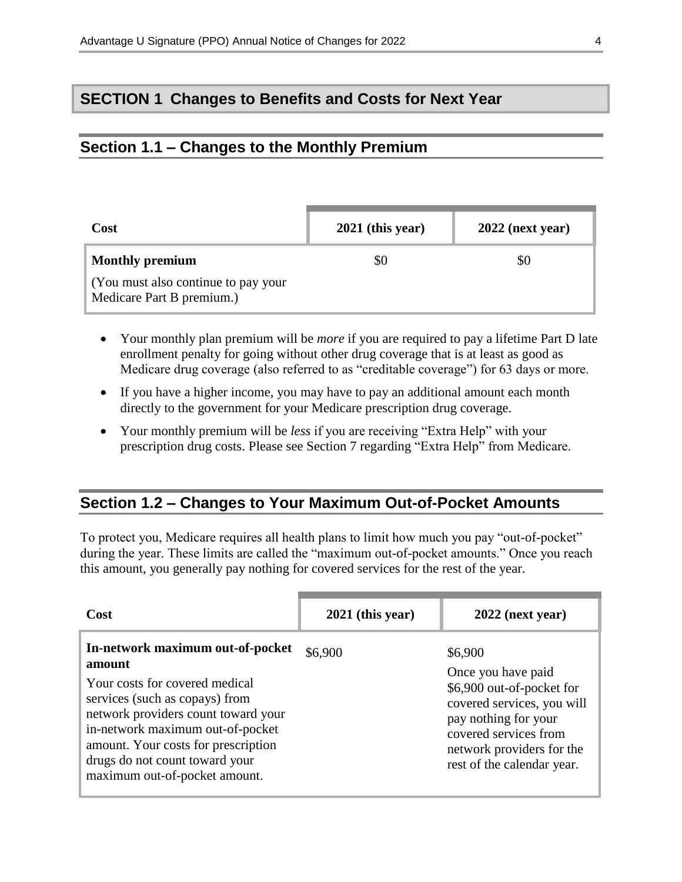## SECTION 1 Changes to Benefits and Costs for Next Year

### Section 1.1 – Changes to the Monthly Premium

| Cost | 2021 (this year) | 2022 (next year) |
|---|---|---|
| **Monthly premium**<br><br>(You must also continue to pay your Medicare Part B premium.) | $0 | $0 |

- Your monthly plan premium will be *more* if you are required to pay a lifetime Part D late enrollment penalty for going without other drug coverage that is at least as good as Medicare drug coverage (also referred to as "creditable coverage") for 63 days or more.
- If you have a higher income, you may have to pay an additional amount each month directly to the government for your Medicare prescription drug coverage.
- Your monthly premium will be *less* if you are receiving "Extra Help" with your prescription drug costs. Please see Section 7 regarding "Extra Help" from Medicare.

### Section 1.2 – Changes to Your Maximum Out-of-Pocket Amounts

To protect you, Medicare requires all health plans to limit how much you pay "out-of-pocket" during the year. These limits are called the "maximum out-of-pocket amounts." Once you reach this amount, you generally pay nothing for covered services for the rest of the year.

| Cost | 2021 (this year) | 2022 (next year) |
|---|---|---|
| **In-network maximum out-of-pocket amount**<br><br>Your costs for covered medical services (such as copays) from network providers count toward your in-network maximum out-of-pocket amount. Your costs for prescription drugs do not count toward your maximum out-of-pocket amount. | $6,900 | $6,900<br><br>Once you have paid $6,900 out-of-pocket for covered services, you will pay nothing for your covered services from network providers for the rest of the calendar year. |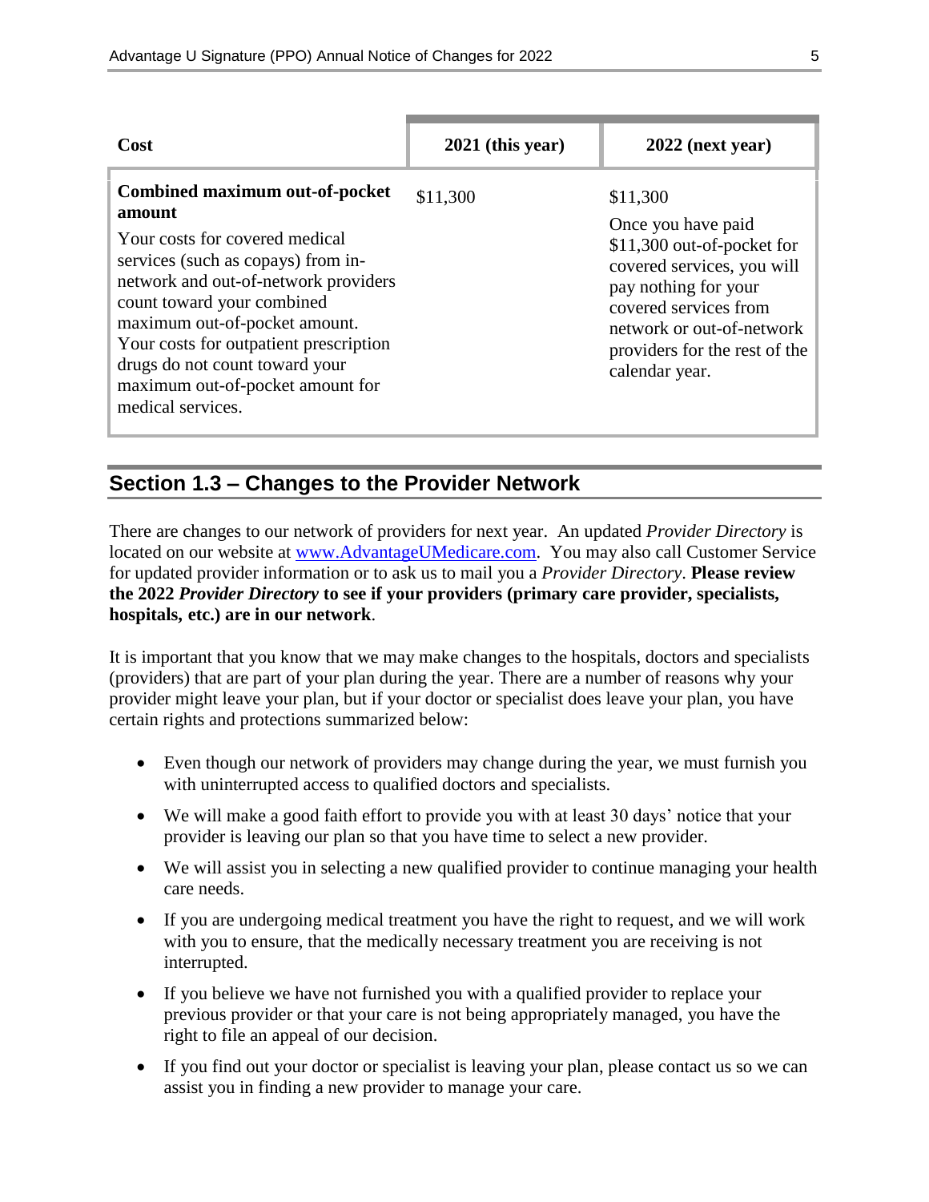| Cost | 2021 (this year) | 2022 (next year) |
| --- | --- | --- |
| **Combined maximum out-of-pocket amount**<br>Your costs for covered medical services (such as copays) from in-network and out-of-network providers count toward your combined maximum out-of-pocket amount. Your costs for outpatient prescription drugs do not count toward your maximum out-of-pocket amount for medical services. | $11,300 | $11,300<br>Once you have paid $11,300 out-of-pocket for covered services, you will pay nothing for your covered services from network or out-of-network providers for the rest of the calendar year. |

## Section 1.3 – Changes to the Provider Network

There are changes to our network of providers for next year. An updated *Provider Directory* is located on our website at [www.AdvantageUMedicare.com](http://www.AdvantageUMedicare.com). You may also call Customer Service for updated provider information or to ask us to mail you a *Provider Directory*. **Please review the 2022 *Provider Directory* to see if your providers (primary care provider, specialists, hospitals, etc.) are in our network**.

It is important that you know that we may make changes to the hospitals, doctors and specialists (providers) that are part of your plan during the year. There are a number of reasons why your provider might leave your plan, but if your doctor or specialist does leave your plan, you have certain rights and protections summarized below:

- Even though our network of providers may change during the year, we must furnish you with uninterrupted access to qualified doctors and specialists.
- We will make a good faith effort to provide you with at least 30 days' notice that your provider is leaving our plan so that you have time to select a new provider.
- We will assist you in selecting a new qualified provider to continue managing your health care needs.
- If you are undergoing medical treatment you have the right to request, and we will work with you to ensure, that the medically necessary treatment you are receiving is not interrupted.
- If you believe we have not furnished you with a qualified provider to replace your previous provider or that your care is not being appropriately managed, you have the right to file an appeal of our decision.
- If you find out your doctor or specialist is leaving your plan, please contact us so we can assist you in finding a new provider to manage your care.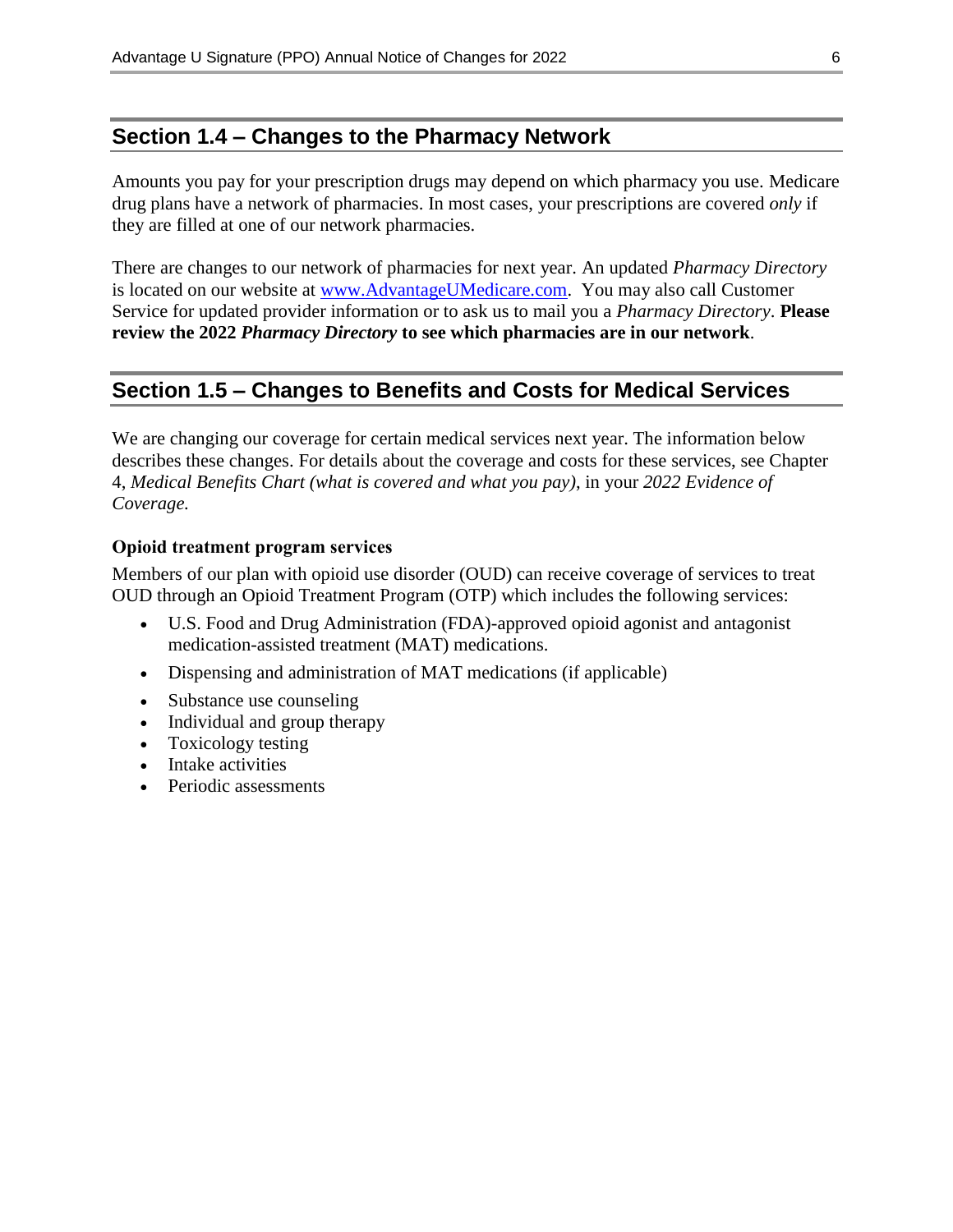## Section 1.4 – Changes to the Pharmacy Network

Amounts you pay for your prescription drugs may depend on which pharmacy you use. Medicare drug plans have a network of pharmacies. In most cases, your prescriptions are covered *only* if they are filled at one of our network pharmacies.

There are changes to our network of pharmacies for next year. An updated *Pharmacy Directory* is located on our website at [www.AdvantageUMedicare.com](http://www.AdvantageUMedicare.com). You may also call Customer Service for updated provider information or to ask us to mail you a *Pharmacy Directory*. **Please review the 2022 *Pharmacy Directory* to see which pharmacies are in our network**.

## Section 1.5 – Changes to Benefits and Costs for Medical Services

We are changing our coverage for certain medical services next year. The information below describes these changes. For details about the coverage and costs for these services, see Chapter 4, *Medical Benefits Chart (what is covered and what you pay)*, in your *2022 Evidence of Coverage.*

**Opioid treatment program services**

Members of our plan with opioid use disorder (OUD) can receive coverage of services to treat OUD through an Opioid Treatment Program (OTP) which includes the following services:

- U.S. Food and Drug Administration (FDA)-approved opioid agonist and antagonist medication-assisted treatment (MAT) medications.
- Dispensing and administration of MAT medications (if applicable)
- Substance use counseling
- Individual and group therapy
- Toxicology testing
- Intake activities
- Periodic assessments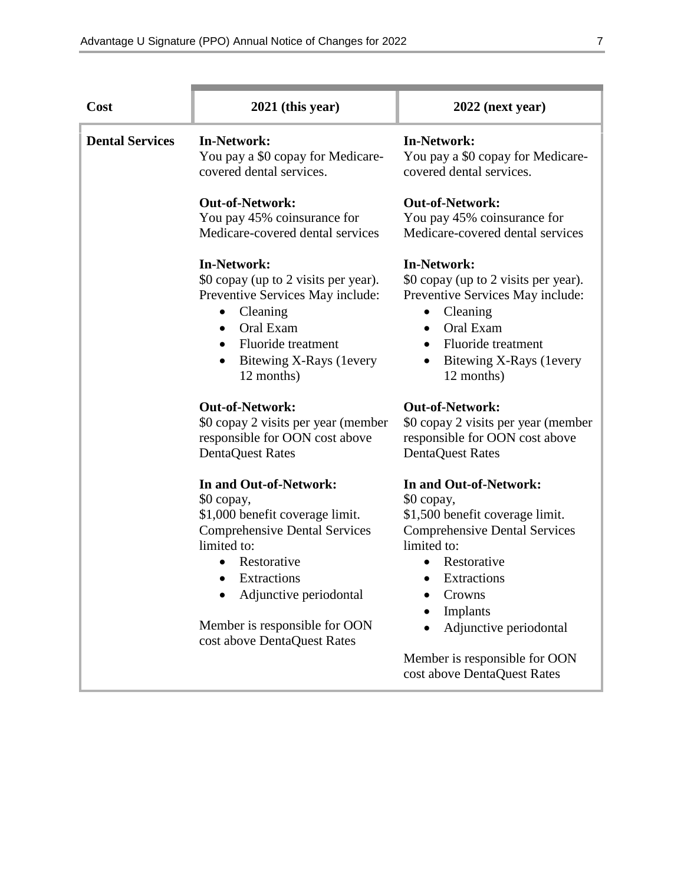| Cost | 2021 (this year) | 2022 (next year) |
|---|---|---|
| **Dental Services** | **In-Network:**<br>You pay a $0 copay for Medicare-covered dental services.<br><br>**Out-of-Network:**<br>You pay 45% coinsurance for Medicare-covered dental services<br><br>**In-Network:**<br>$0 copay (up to 2 visits per year). Preventive Services May include:<br>• Cleaning<br>• Oral Exam<br>• Fluoride treatment<br>• Bitewing X-Rays (1every 12 months)<br><br>**Out-of-Network:**<br>$0 copay 2 visits per year (member responsible for OON cost above DentaQuest Rates<br><br>**In and Out-of-Network:**<br>$0 copay,<br>$1,000 benefit coverage limit. Comprehensive Dental Services limited to:<br>• Restorative<br>• Extractions<br>• Adjunctive periodontal<br><br>Member is responsible for OON cost above DentaQuest Rates | **In-Network:**<br>You pay a $0 copay for Medicare-covered dental services.<br><br>**Out-of-Network:**<br>You pay 45% coinsurance for Medicare-covered dental services<br><br>**In-Network:**<br>$0 copay (up to 2 visits per year). Preventive Services May include:<br>• Cleaning<br>• Oral Exam<br>• Fluoride treatment<br>• Bitewing X-Rays (1every 12 months)<br><br>**Out-of-Network:**<br>$0 copay 2 visits per year (member responsible for OON cost above DentaQuest Rates<br><br>**In and Out-of-Network:**<br>$0 copay,<br>$1,500 benefit coverage limit. Comprehensive Dental Services limited to:<br>• Restorative<br>• Extractions<br>• Crowns<br>• Implants<br>• Adjunctive periodontal<br><br>Member is responsible for OON cost above DentaQuest Rates |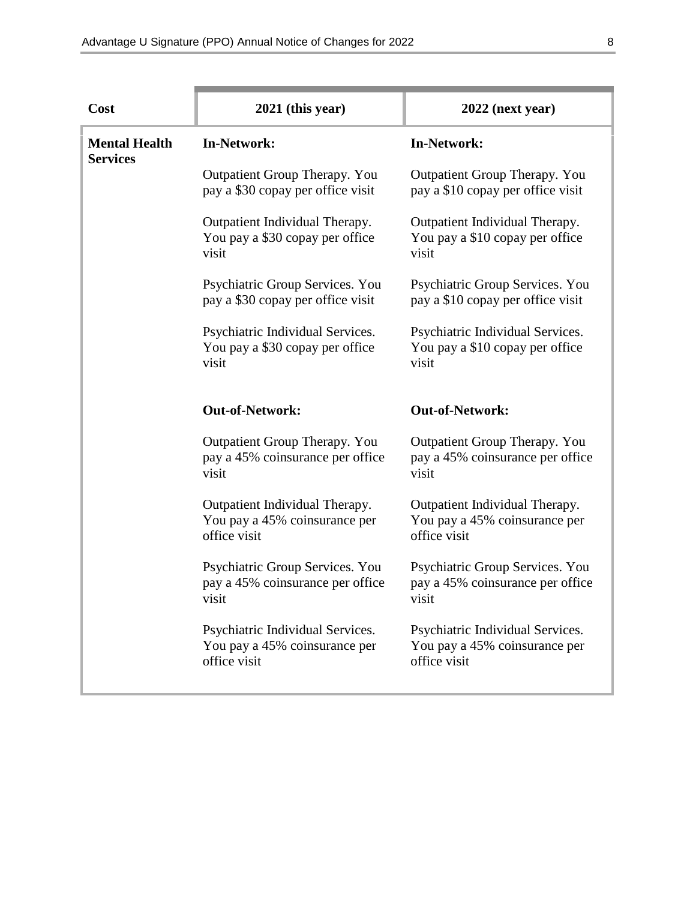| Cost | 2021 (this year) | 2022 (next year) |
|---|---|---|
| **Mental Health Services** | **In-Network:**<br><br>Outpatient Group Therapy. You pay a $30 copay per office visit<br><br>Outpatient Individual Therapy. You pay a $30 copay per office visit<br><br>Psychiatric Group Services. You pay a $30 copay per office visit<br><br>Psychiatric Individual Services. You pay a $30 copay per office visit<br><br>**Out-of-Network:**<br><br>Outpatient Group Therapy. You pay a 45% coinsurance per office visit<br><br>Outpatient Individual Therapy. You pay a 45% coinsurance per office visit<br><br>Psychiatric Group Services. You pay a 45% coinsurance per office visit<br><br>Psychiatric Individual Services. You pay a 45% coinsurance per office visit | **In-Network:**<br><br>Outpatient Group Therapy. You pay a $10 copay per office visit<br><br>Outpatient Individual Therapy. You pay a $10 copay per office visit<br><br>Psychiatric Group Services. You pay a $10 copay per office visit<br><br>Psychiatric Individual Services. You pay a $10 copay per office visit<br><br>**Out-of-Network:**<br><br>Outpatient Group Therapy. You pay a 45% coinsurance per office visit<br><br>Outpatient Individual Therapy. You pay a 45% coinsurance per office visit<br><br>Psychiatric Group Services. You pay a 45% coinsurance per office visit<br><br>Psychiatric Individual Services. You pay a 45% coinsurance per office visit |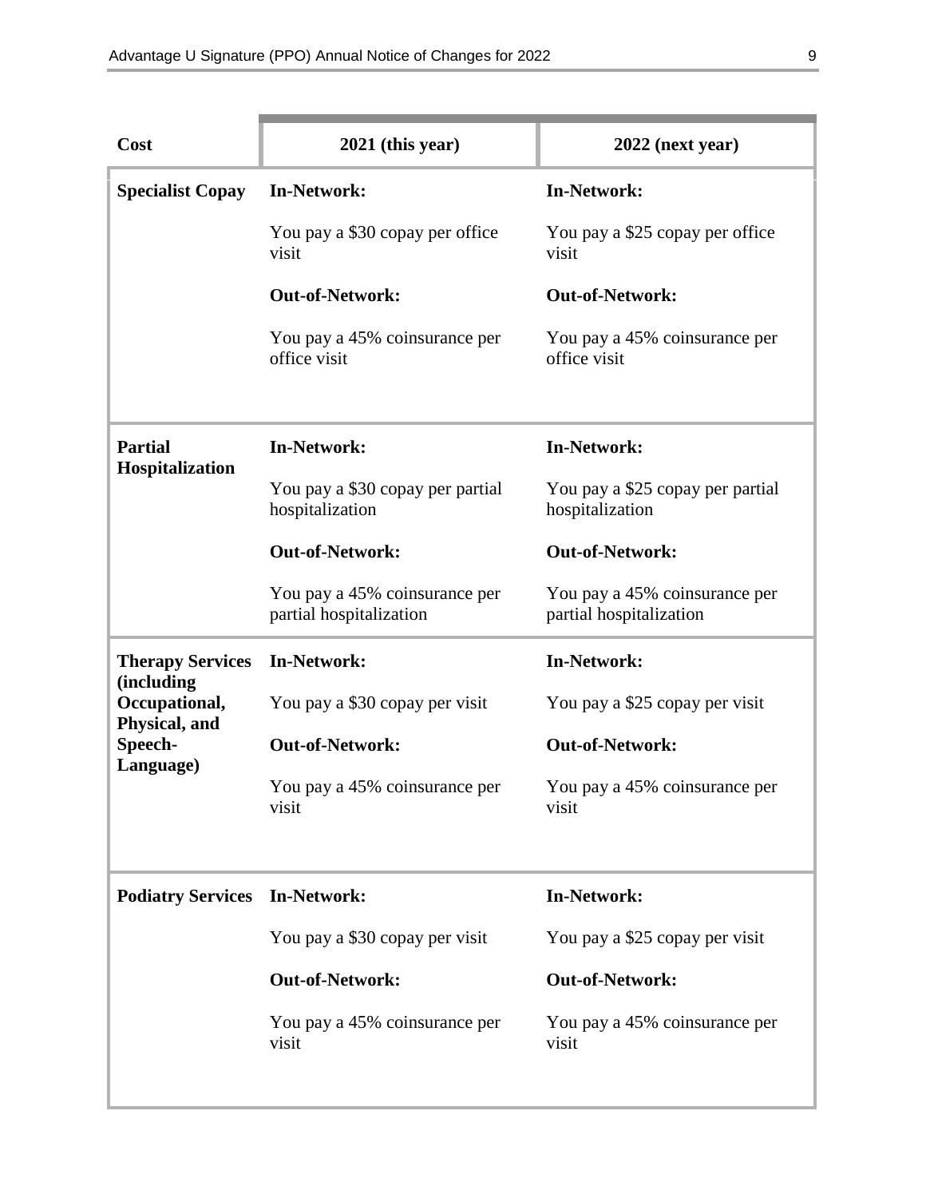| Cost | 2021 (this year) | 2022 (next year) |
|---|---|---|
| **Specialist Copay** | **In-Network:**<br><br>You pay a $30 copay per office visit<br><br>**Out-of-Network:**<br><br>You pay a 45% coinsurance per office visit | **In-Network:**<br><br>You pay a $25 copay per office visit<br><br>**Out-of-Network:**<br><br>You pay a 45% coinsurance per office visit |
| **Partial Hospitalization** | **In-Network:**<br><br>You pay a $30 copay per partial hospitalization<br><br>**Out-of-Network:**<br><br>You pay a 45% coinsurance per partial hospitalization | **In-Network:**<br><br>You pay a $25 copay per partial hospitalization<br><br>**Out-of-Network:**<br><br>You pay a 45% coinsurance per partial hospitalization |
| **Therapy Services (including Occupational, Physical, and Speech-Language)** | **In-Network:**<br><br>You pay a $30 copay per visit<br><br>**Out-of-Network:**<br><br>You pay a 45% coinsurance per visit | **In-Network:**<br><br>You pay a $25 copay per visit<br><br>**Out-of-Network:**<br><br>You pay a 45% coinsurance per visit |
| **Podiatry Services** | **In-Network:**<br><br>You pay a $30 copay per visit<br><br>**Out-of-Network:**<br><br>You pay a 45% coinsurance per visit | **In-Network:**<br><br>You pay a $25 copay per visit<br><br>**Out-of-Network:**<br><br>You pay a 45% coinsurance per visit |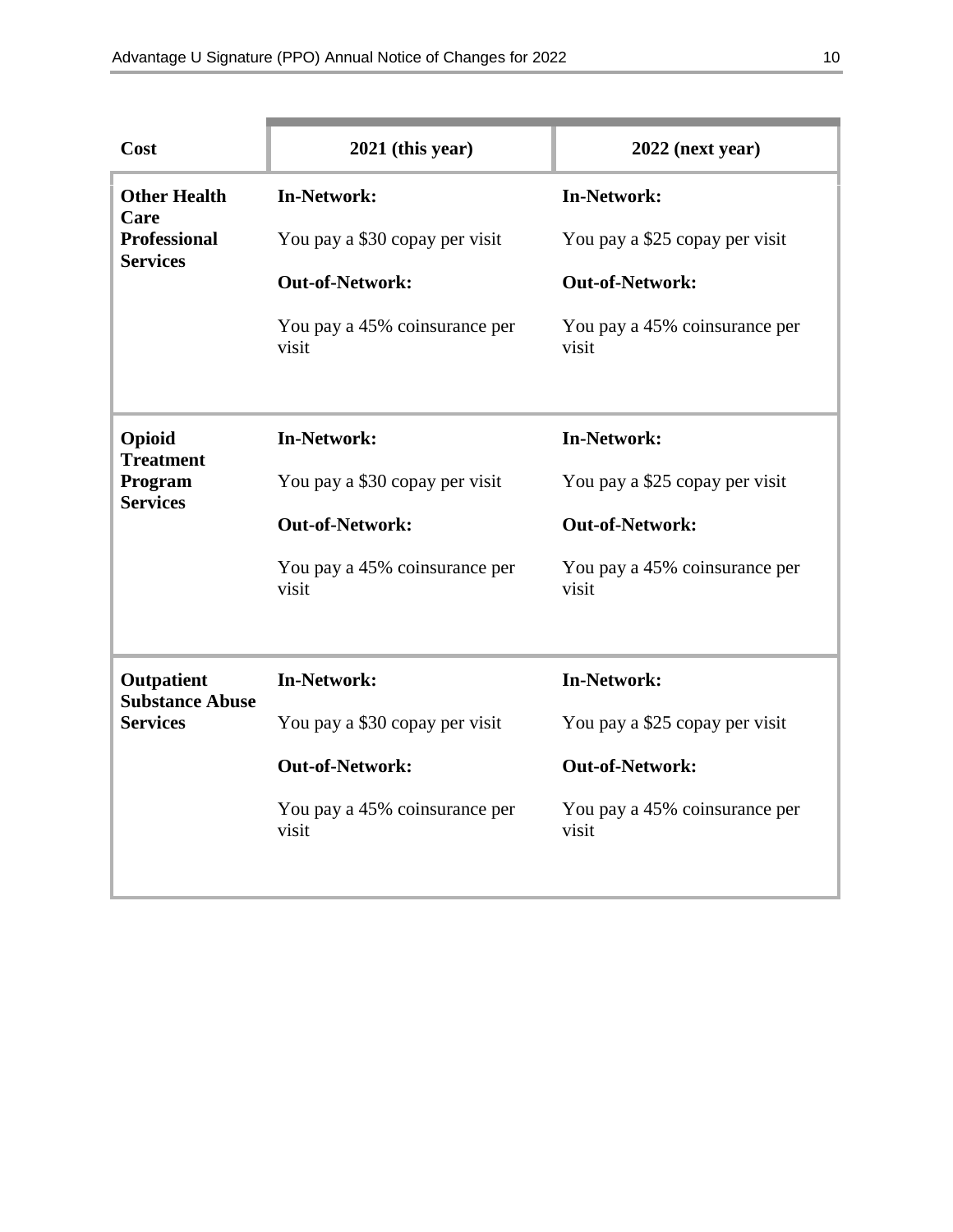| Cost | 2021 (this year) | 2022 (next year) |
|---|---|---|
| **Other Health Care Professional Services** | **In-Network:**<br><br>You pay a $30 copay per visit<br><br>**Out-of-Network:**<br><br>You pay a 45% coinsurance per visit | **In-Network:**<br><br>You pay a $25 copay per visit<br><br>**Out-of-Network:**<br><br>You pay a 45% coinsurance per visit |
| **Opioid Treatment Program Services** | **In-Network:**<br><br>You pay a $30 copay per visit<br><br>**Out-of-Network:**<br><br>You pay a 45% coinsurance per visit | **In-Network:**<br><br>You pay a $25 copay per visit<br><br>**Out-of-Network:**<br><br>You pay a 45% coinsurance per visit |
| **Outpatient Substance Abuse Services** | **In-Network:**<br><br>You pay a $30 copay per visit<br><br>**Out-of-Network:**<br><br>You pay a 45% coinsurance per visit | **In-Network:**<br><br>You pay a $25 copay per visit<br><br>**Out-of-Network:**<br><br>You pay a 45% coinsurance per visit |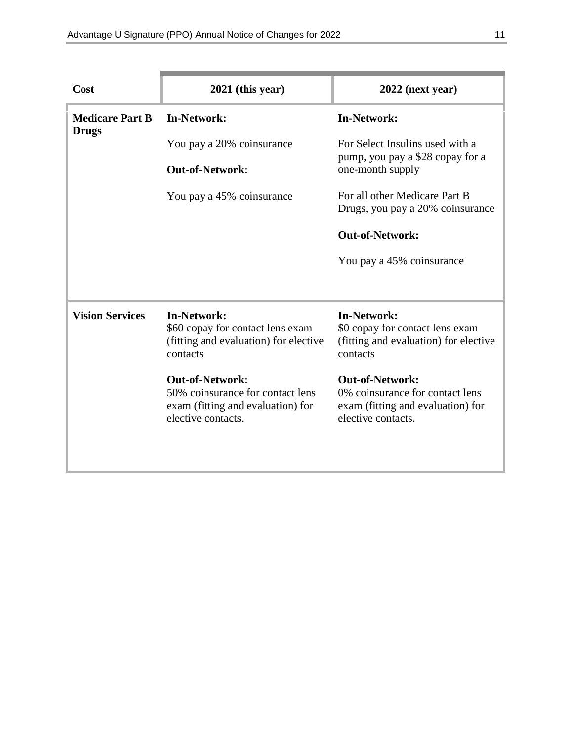| Cost | 2021 (this year) | 2022 (next year) |
| --- | --- | --- |
| **Medicare Part B Drugs** | **In-Network:**<br><br>You pay a 20% coinsurance<br><br>**Out-of-Network:**<br><br>You pay a 45% coinsurance | **In-Network:**<br><br>For Select Insulins used with a pump, you pay a $28 copay for a one-month supply<br><br>For all other Medicare Part B Drugs, you pay a 20% coinsurance<br><br>**Out-of-Network:**<br><br>You pay a 45% coinsurance |
| **Vision Services** | **In-Network:**<br>$60 copay for contact lens exam (fitting and evaluation) for elective contacts<br><br>**Out-of-Network:**<br>50% coinsurance for contact lens exam (fitting and evaluation) for elective contacts. | **In-Network:**<br>$0 copay for contact lens exam (fitting and evaluation) for elective contacts<br><br>**Out-of-Network:**<br>0% coinsurance for contact lens exam (fitting and evaluation) for elective contacts. |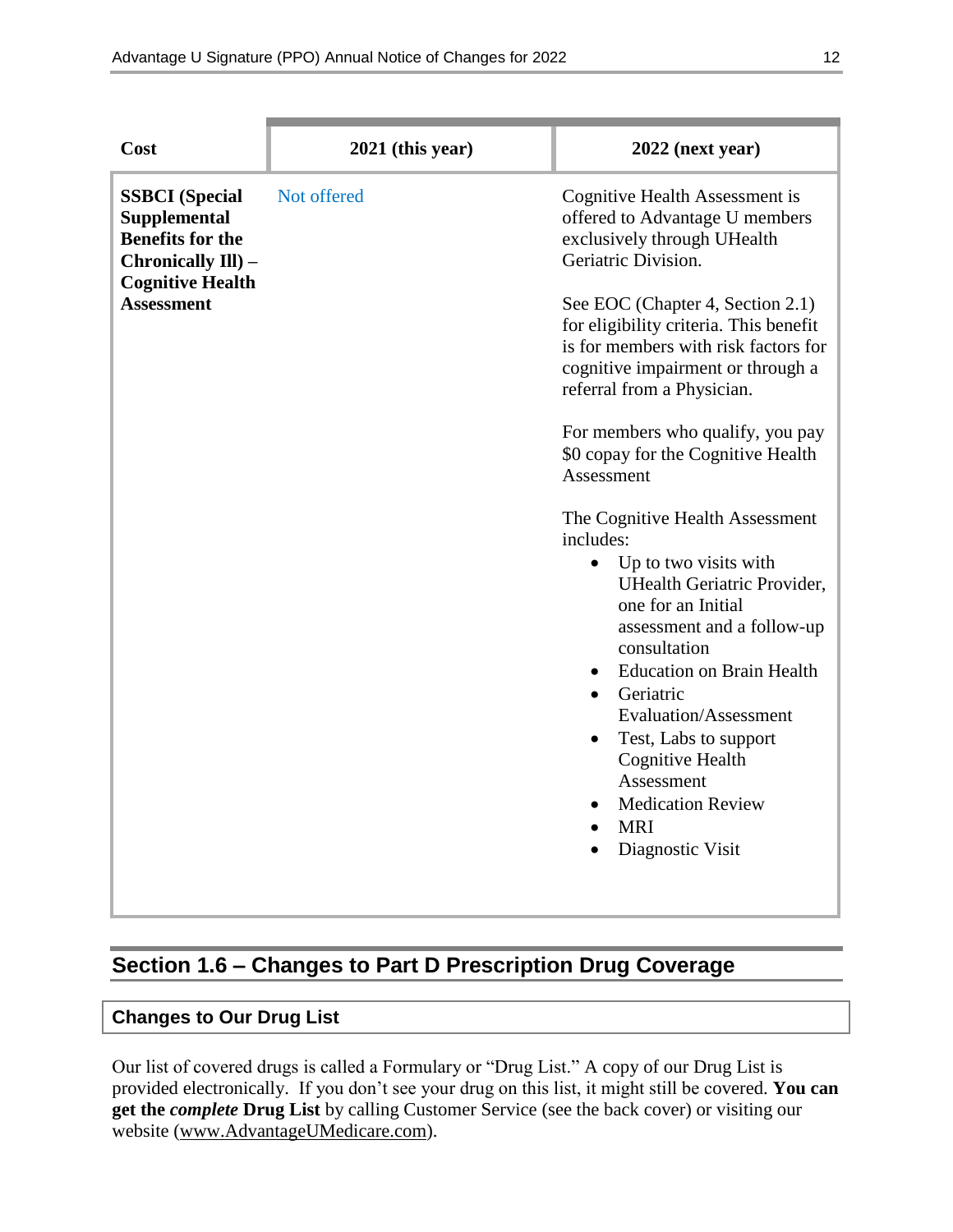| Cost | 2021 (this year) | 2022 (next year) |
|---|---|---|
| **SSBCI (Special Supplemental Benefits for the Chronically Ill) – Cognitive Health Assessment** | Not offered | Cognitive Health Assessment is offered to Advantage U members exclusively through UHealth Geriatric Division.<br><br>See EOC (Chapter 4, Section 2.1) for eligibility criteria. This benefit is for members with risk factors for cognitive impairment or through a referral from a Physician.<br><br>For members who qualify, you pay $0 copay for the Cognitive Health Assessment<br><br>The Cognitive Health Assessment includes:<br>• Up to two visits with UHealth Geriatric Provider, one for an Initial assessment and a follow-up consultation<br>• Education on Brain Health<br>• Geriatric Evaluation/Assessment<br>• Test, Labs to support Cognitive Health Assessment<br>• Medication Review<br>• MRI<br>• Diagnostic Visit |

## Section 1.6 – Changes to Part D Prescription Drug Coverage

### Changes to Our Drug List

Our list of covered drugs is called a Formulary or "Drug List." A copy of our Drug List is provided electronically. If you don't see your drug on this list, it might still be covered. **You can get the *complete* Drug List** by calling Customer Service (see the back cover) or visiting our website (www.AdvantageUMedicare.com).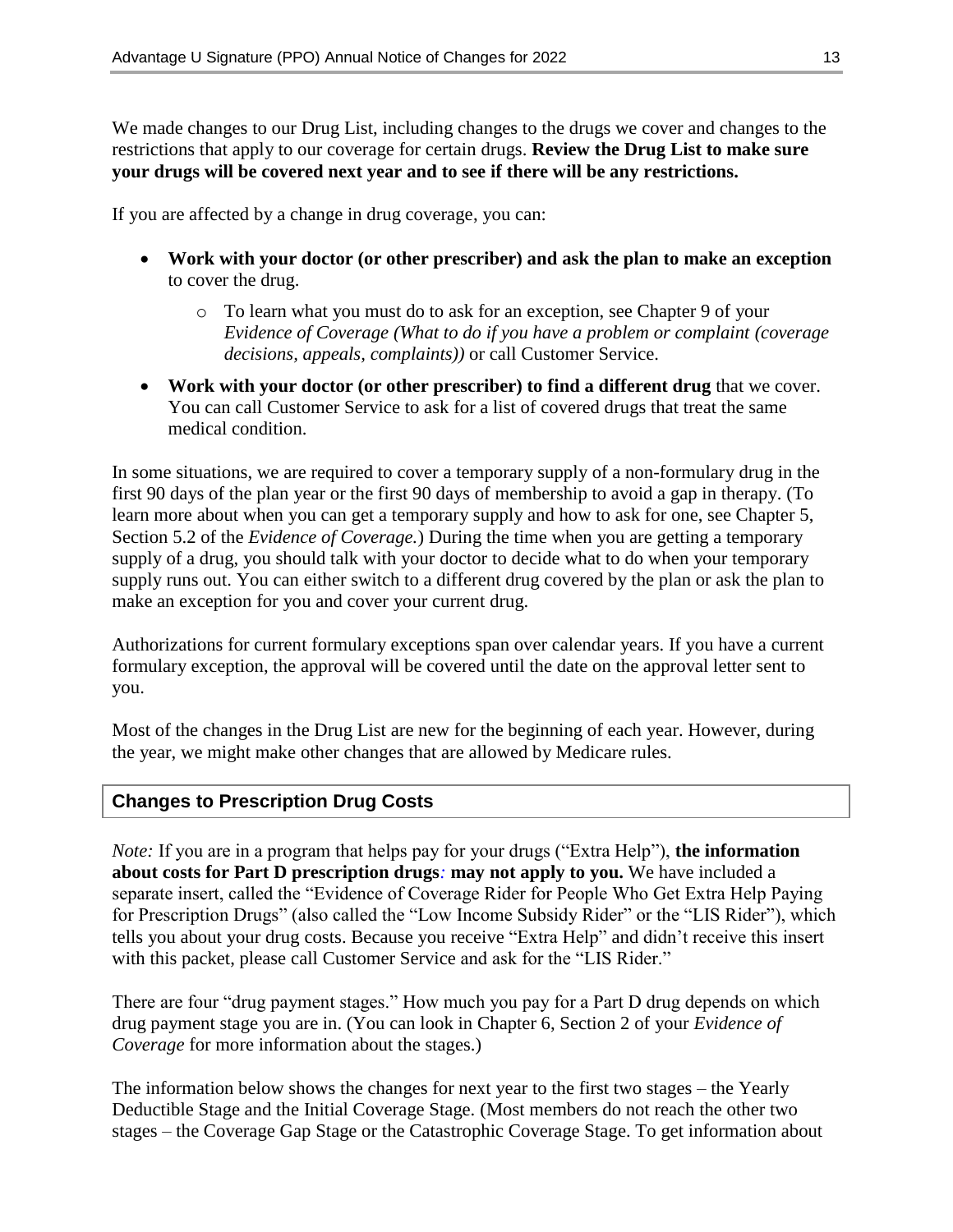We made changes to our Drug List, including changes to the drugs we cover and changes to the restrictions that apply to our coverage for certain drugs. **Review the Drug List to make sure your drugs will be covered next year and to see if there will be any restrictions.**

If you are affected by a change in drug coverage, you can:

- **Work with your doctor (or other prescriber) and ask the plan to make an exception** to cover the drug.
  - To learn what you must do to ask for an exception, see Chapter 9 of your *Evidence of Coverage (What to do if you have a problem or complaint (coverage decisions, appeals, complaints))* or call Customer Service.
- **Work with your doctor (or other prescriber) to find a different drug** that we cover. You can call Customer Service to ask for a list of covered drugs that treat the same medical condition.

In some situations, we are required to cover a temporary supply of a non-formulary drug in the first 90 days of the plan year or the first 90 days of membership to avoid a gap in therapy. (To learn more about when you can get a temporary supply and how to ask for one, see Chapter 5, Section 5.2 of the *Evidence of Coverage.*) During the time when you are getting a temporary supply of a drug, you should talk with your doctor to decide what to do when your temporary supply runs out. You can either switch to a different drug covered by the plan or ask the plan to make an exception for you and cover your current drug.

Authorizations for current formulary exceptions span over calendar years. If you have a current formulary exception, the approval will be covered until the date on the approval letter sent to you.

Most of the changes in the Drug List are new for the beginning of each year. However, during the year, we might make other changes that are allowed by Medicare rules.

## Changes to Prescription Drug Costs

*Note:* If you are in a program that helps pay for your drugs ("Extra Help"), **the information about costs for Part D prescription drugs: may not apply to you.** We have included a separate insert, called the "Evidence of Coverage Rider for People Who Get Extra Help Paying for Prescription Drugs" (also called the "Low Income Subsidy Rider" or the "LIS Rider"), which tells you about your drug costs. Because you receive "Extra Help" and didn't receive this insert with this packet, please call Customer Service and ask for the "LIS Rider."

There are four "drug payment stages." How much you pay for a Part D drug depends on which drug payment stage you are in. (You can look in Chapter 6, Section 2 of your *Evidence of Coverage* for more information about the stages.)

The information below shows the changes for next year to the first two stages – the Yearly Deductible Stage and the Initial Coverage Stage. (Most members do not reach the other two stages – the Coverage Gap Stage or the Catastrophic Coverage Stage. To get information about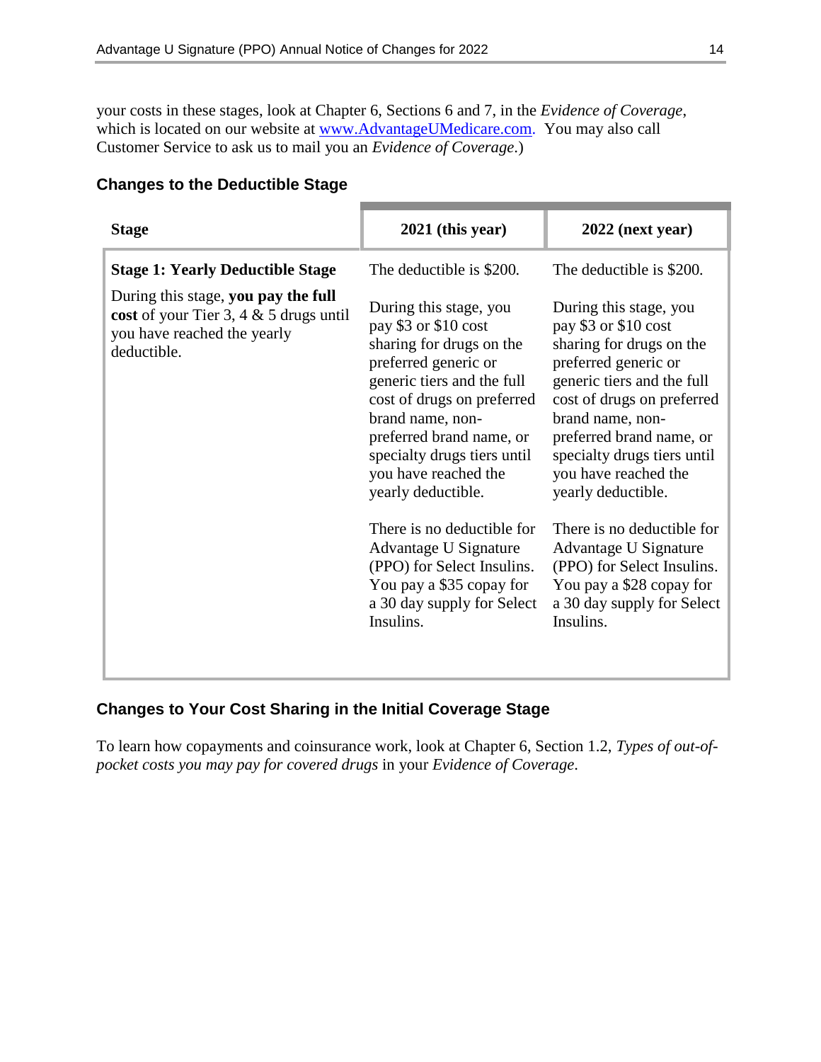your costs in these stages, look at Chapter 6, Sections 6 and 7, in the *Evidence of Coverage*, which is located on our website at [www.AdvantageUMedicare.com](www.AdvantageUMedicare.com). You may also call Customer Service to ask us to mail you an *Evidence of Coverage*.)

### Changes to the Deductible Stage

| Stage | 2021 (this year) | 2022 (next year) |
|---|---|---|
| **Stage 1: Yearly Deductible Stage**<br><br>During this stage, **you pay the full cost** of your Tier 3, 4 & 5 drugs until you have reached the yearly deductible. | The deductible is $200.<br><br>During this stage, you pay $3 or $10 cost sharing for drugs on the preferred generic or generic tiers and the full cost of drugs on preferred brand name, non-preferred brand name, or specialty drugs tiers until you have reached the yearly deductible.<br><br>There is no deductible for Advantage U Signature (PPO) for Select Insulins. You pay a $35 copay for a 30 day supply for Select Insulins. | The deductible is $200.<br><br>During this stage, you pay $3 or $10 cost sharing for drugs on the preferred generic or generic tiers and the full cost of drugs on preferred brand name, non-preferred brand name, or specialty drugs tiers until you have reached the yearly deductible.<br><br>There is no deductible for Advantage U Signature (PPO) for Select Insulins. You pay a $28 copay for a 30 day supply for Select Insulins. |

### Changes to Your Cost Sharing in the Initial Coverage Stage

To learn how copayments and coinsurance work, look at Chapter 6, Section 1.2, *Types of out-of-pocket costs you may pay for covered drugs* in your *Evidence of Coverage*.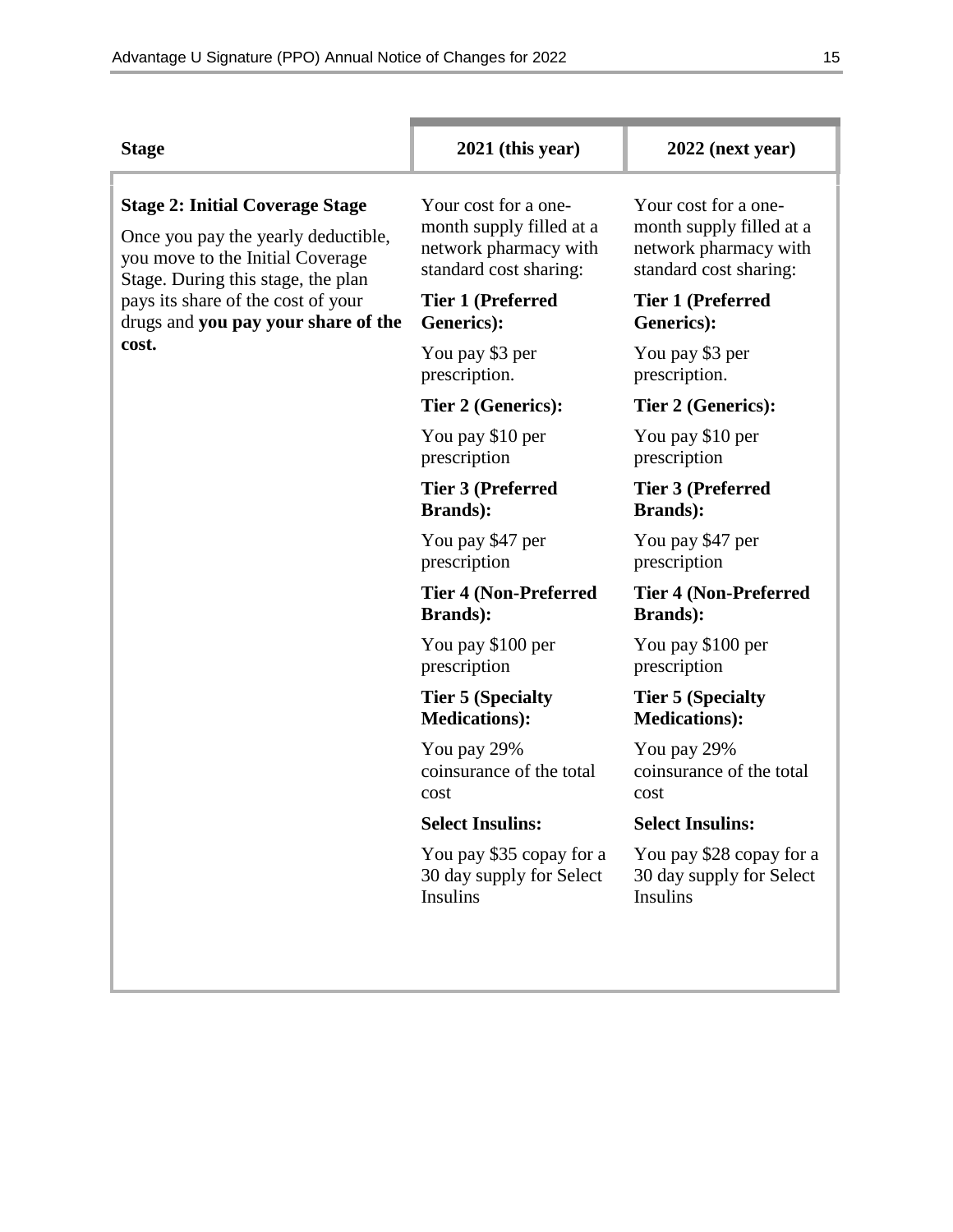| Stage | 2021 (this year) | 2022 (next year) |
| --- | --- | --- |
| **Stage 2: Initial Coverage Stage**<br><br>Once you pay the yearly deductible, you move to the Initial Coverage Stage. During this stage, the plan pays its share of the cost of your drugs and **you pay your share of the cost.** | Your cost for a one-month supply filled at a network pharmacy with standard cost sharing:<br><br>**Tier 1 (Preferred Generics):**<br><br>You pay $3 per prescription.<br><br>**Tier 2 (Generics):**<br><br>You pay $10 per prescription<br><br>**Tier 3 (Preferred Brands):**<br><br>You pay $47 per prescription<br><br>**Tier 4 (Non-Preferred Brands):**<br><br>You pay $100 per prescription<br><br>**Tier 5 (Specialty Medications):**<br><br>You pay 29% coinsurance of the total cost<br><br>**Select Insulins:**<br><br>You pay $35 copay for a 30 day supply for Select Insulins | Your cost for a one-month supply filled at a network pharmacy with standard cost sharing:<br><br>**Tier 1 (Preferred Generics):**<br><br>You pay $3 per prescription.<br><br>**Tier 2 (Generics):**<br><br>You pay $10 per prescription<br><br>**Tier 3 (Preferred Brands):**<br><br>You pay $47 per prescription<br><br>**Tier 4 (Non-Preferred Brands):**<br><br>You pay $100 per prescription<br><br>**Tier 5 (Specialty Medications):**<br><br>You pay 29% coinsurance of the total cost<br><br>**Select Insulins:**<br><br>You pay $28 copay for a 30 day supply for Select Insulins |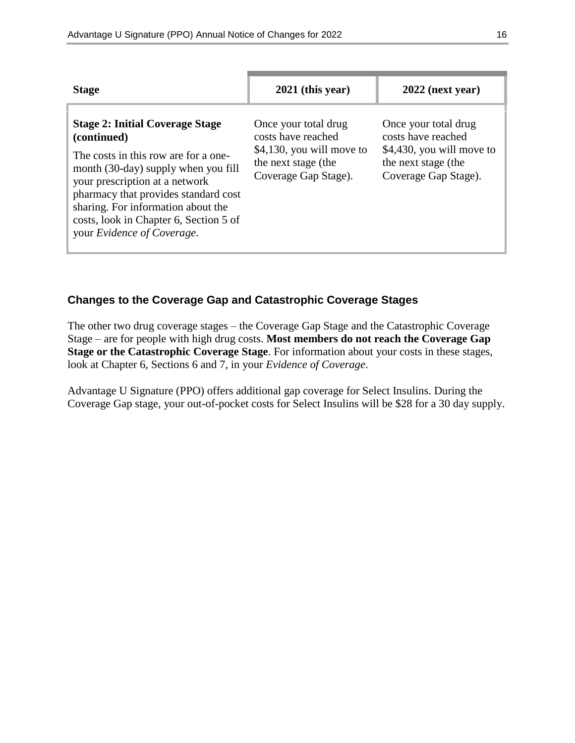| Stage | 2021 (this year) | 2022 (next year) |
| --- | --- | --- |
| **Stage 2: Initial Coverage Stage (continued)**<br><br>The costs in this row are for a one-month (30-day) supply when you fill your prescription at a network pharmacy that provides standard cost sharing. For information about the costs, look in Chapter 6, Section 5 of your *Evidence of Coverage*. | Once your total drug costs have reached $4,130, you will move to the next stage (the Coverage Gap Stage). | Once your total drug costs have reached $4,430, you will move to the next stage (the Coverage Gap Stage). |

### Changes to the Coverage Gap and Catastrophic Coverage Stages

The other two drug coverage stages – the Coverage Gap Stage and the Catastrophic Coverage Stage – are for people with high drug costs. **Most members do not reach the Coverage Gap Stage or the Catastrophic Coverage Stage**. For information about your costs in these stages, look at Chapter 6, Sections 6 and 7, in your *Evidence of Coverage*.

Advantage U Signature (PPO) offers additional gap coverage for Select Insulins. During the Coverage Gap stage, your out-of-pocket costs for Select Insulins will be $28 for a 30 day supply.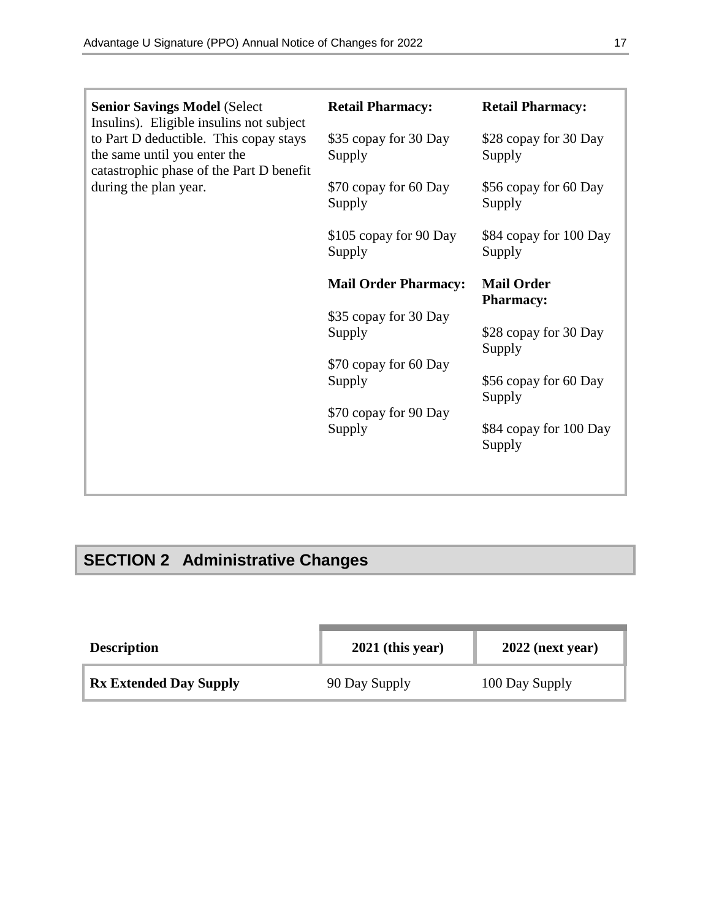| | | |
|---|---|---|
| **Senior Savings Model** (Select Insulins). Eligible insulins not subject to Part D deductible. This copay stays the same until you enter the catastrophic phase of the Part D benefit during the plan year. | **Retail Pharmacy:**<br><br>$35 copay for 30 Day Supply<br><br>$70 copay for 60 Day Supply<br><br>$105 copay for 90 Day Supply<br><br>**Mail Order Pharmacy:**<br><br>$35 copay for 30 Day Supply<br><br>$70 copay for 60 Day Supply<br><br>$70 copay for 90 Day Supply | **Retail Pharmacy:**<br><br>$28 copay for 30 Day Supply<br><br>$56 copay for 60 Day Supply<br><br>$84 copay for 100 Day Supply<br><br>**Mail Order Pharmacy:**<br><br>$28 copay for 30 Day Supply<br><br>$56 copay for 60 Day Supply<br><br>$84 copay for 100 Day Supply |

## SECTION 2 Administrative Changes

| Description | 2021 (this year) | 2022 (next year) |
|---|---|---|
| **Rx Extended Day Supply** | 90 Day Supply | 100 Day Supply |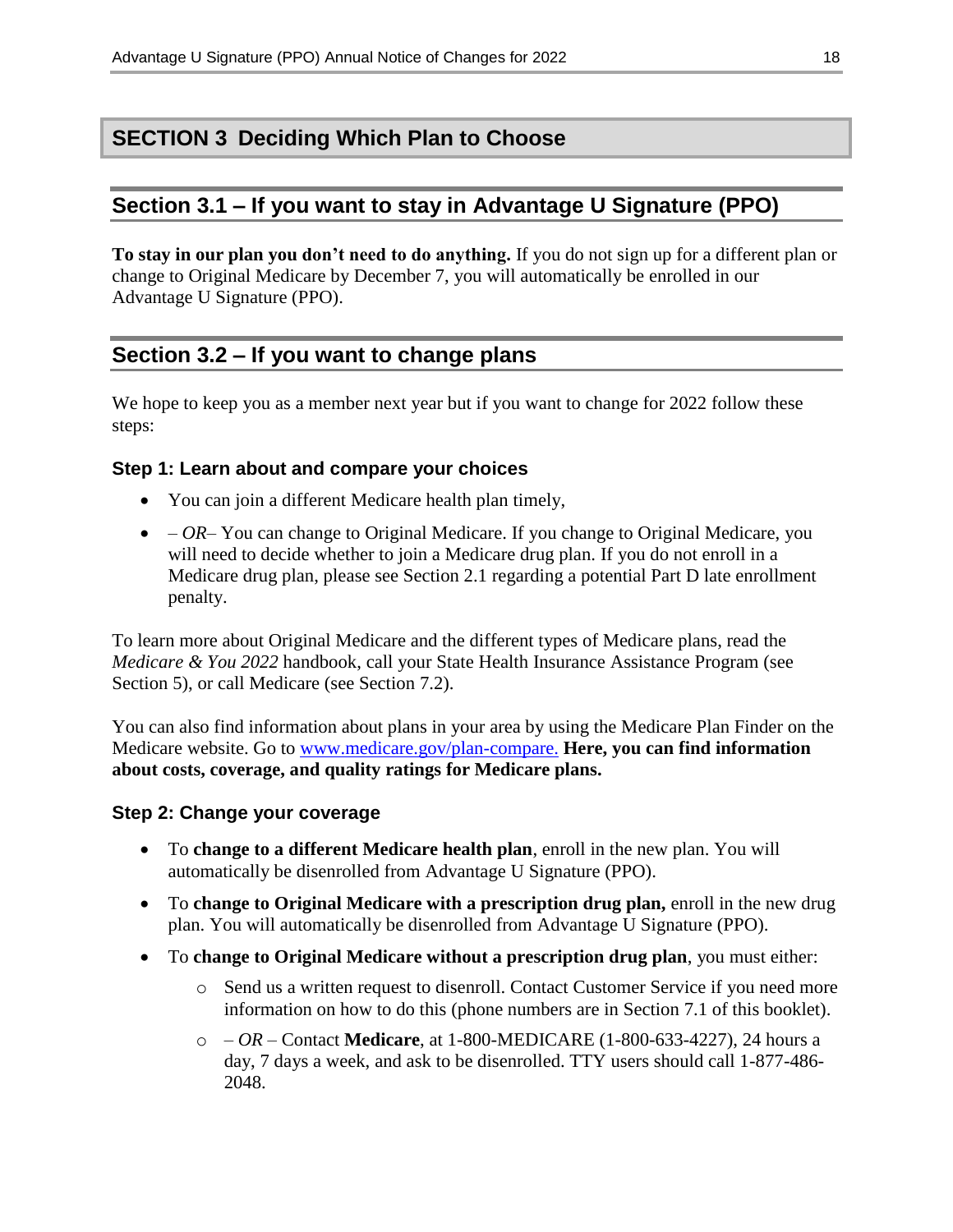## SECTION 3 Deciding Which Plan to Choose

### Section 3.1 – If you want to stay in Advantage U Signature (PPO)

**To stay in our plan you don't need to do anything.** If you do not sign up for a different plan or change to Original Medicare by December 7, you will automatically be enrolled in our Advantage U Signature (PPO).

### Section 3.2 – If you want to change plans

We hope to keep you as a member next year but if you want to change for 2022 follow these steps:

#### Step 1: Learn about and compare your choices

- You can join a different Medicare health plan timely,
- *– OR–* You can change to Original Medicare. If you change to Original Medicare, you will need to decide whether to join a Medicare drug plan. If you do not enroll in a Medicare drug plan, please see Section 2.1 regarding a potential Part D late enrollment penalty.

To learn more about Original Medicare and the different types of Medicare plans, read the *Medicare & You 2022* handbook, call your State Health Insurance Assistance Program (see Section 5), or call Medicare (see Section 7.2).

You can also find information about plans in your area by using the Medicare Plan Finder on the Medicare website. Go to [www.medicare.gov/plan-compare.](http://www.medicare.gov/plan-compare) **Here, you can find information about costs, coverage, and quality ratings for Medicare plans.**

#### Step 2: Change your coverage

- To **change to a different Medicare health plan**, enroll in the new plan. You will automatically be disenrolled from Advantage U Signature (PPO).
- To **change to Original Medicare with a prescription drug plan,** enroll in the new drug plan. You will automatically be disenrolled from Advantage U Signature (PPO).
- To **change to Original Medicare without a prescription drug plan**, you must either:
  - Send us a written request to disenroll. Contact Customer Service if you need more information on how to do this (phone numbers are in Section 7.1 of this booklet).
  - *– OR –* Contact **Medicare**, at 1-800-MEDICARE (1-800-633-4227), 24 hours a day, 7 days a week, and ask to be disenrolled. TTY users should call 1-877-486-2048.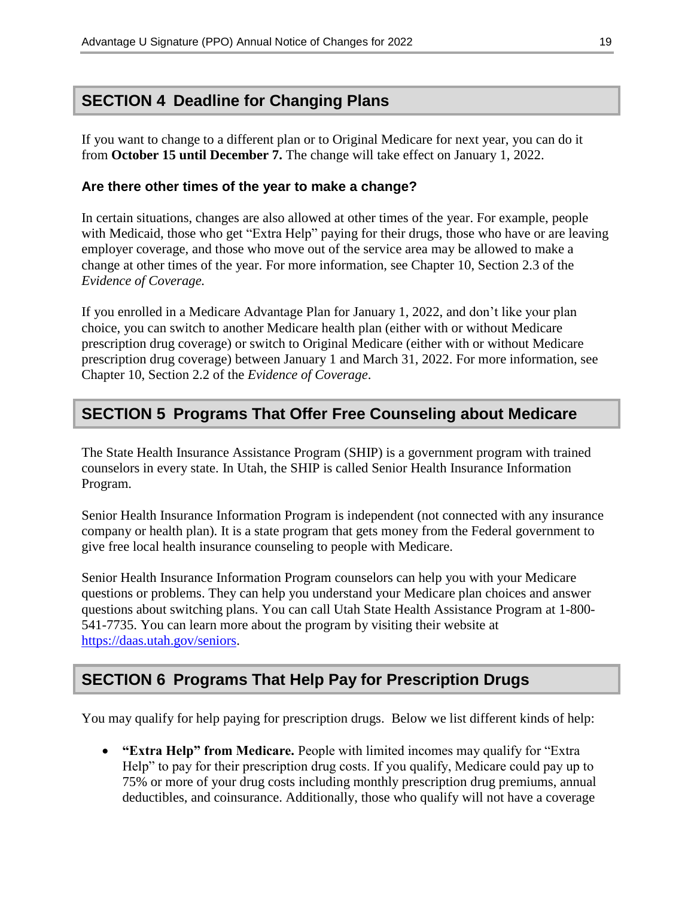## SECTION 4 Deadline for Changing Plans

If you want to change to a different plan or to Original Medicare for next year, you can do it from **October 15 until December 7.** The change will take effect on January 1, 2022.

### Are there other times of the year to make a change?

In certain situations, changes are also allowed at other times of the year. For example, people with Medicaid, those who get "Extra Help" paying for their drugs, those who have or are leaving employer coverage, and those who move out of the service area may be allowed to make a change at other times of the year. For more information, see Chapter 10, Section 2.3 of the *Evidence of Coverage.*

If you enrolled in a Medicare Advantage Plan for January 1, 2022, and don't like your plan choice, you can switch to another Medicare health plan (either with or without Medicare prescription drug coverage) or switch to Original Medicare (either with or without Medicare prescription drug coverage) between January 1 and March 31, 2022. For more information, see Chapter 10, Section 2.2 of the *Evidence of Coverage*.

## SECTION 5 Programs That Offer Free Counseling about Medicare

The State Health Insurance Assistance Program (SHIP) is a government program with trained counselors in every state. In Utah, the SHIP is called Senior Health Insurance Information Program.

Senior Health Insurance Information Program is independent (not connected with any insurance company or health plan). It is a state program that gets money from the Federal government to give free local health insurance counseling to people with Medicare.

Senior Health Insurance Information Program counselors can help you with your Medicare questions or problems. They can help you understand your Medicare plan choices and answer questions about switching plans. You can call Utah State Health Assistance Program at 1-800-541-7735. You can learn more about the program by visiting their website at https://daas.utah.gov/seniors.

## SECTION 6 Programs That Help Pay for Prescription Drugs

You may qualify for help paying for prescription drugs. Below we list different kinds of help:

- **"Extra Help" from Medicare.** People with limited incomes may qualify for "Extra Help" to pay for their prescription drug costs. If you qualify, Medicare could pay up to 75% or more of your drug costs including monthly prescription drug premiums, annual deductibles, and coinsurance. Additionally, those who qualify will not have a coverage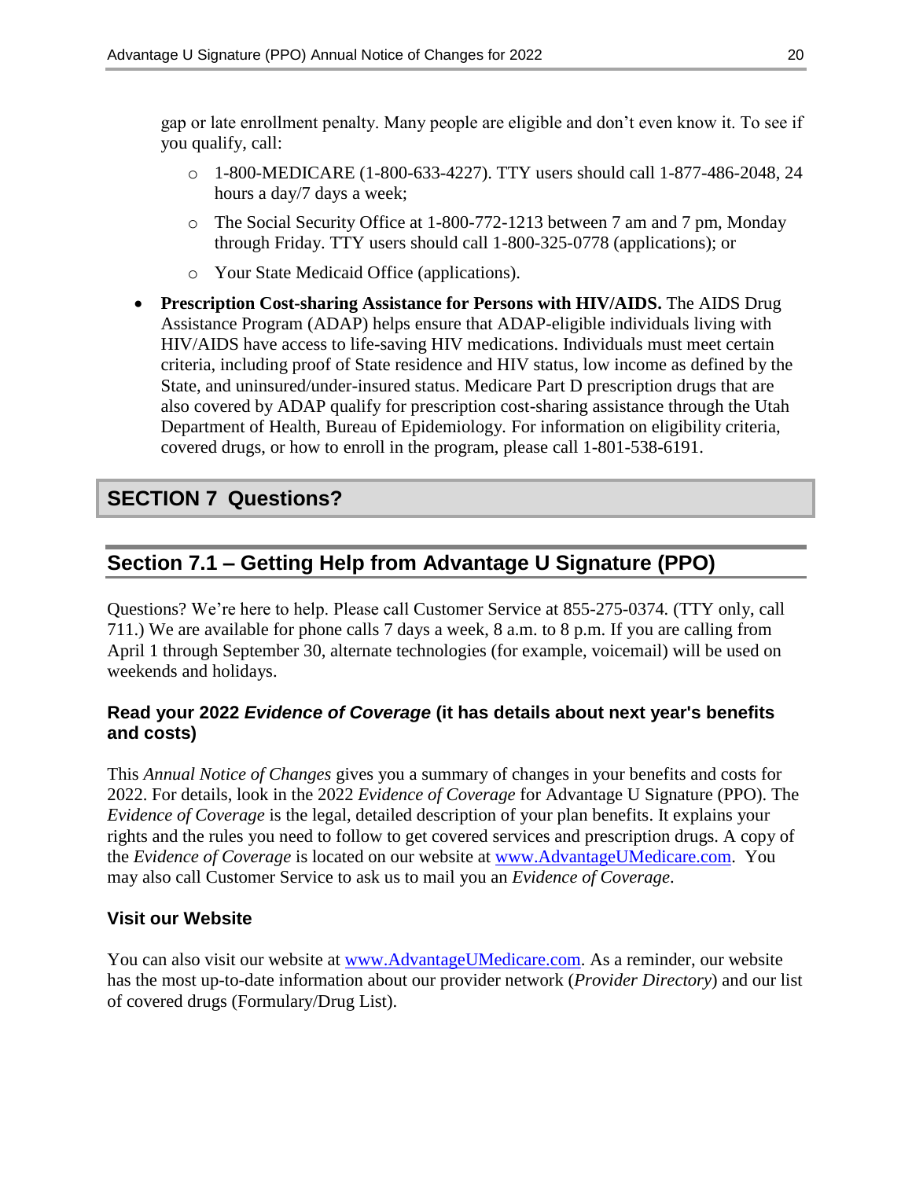gap or late enrollment penalty. Many people are eligible and don't even know it. To see if you qualify, call:

- 1-800-MEDICARE (1-800-633-4227). TTY users should call 1-877-486-2048, 24 hours a day/7 days a week;
- The Social Security Office at 1-800-772-1213 between 7 am and 7 pm, Monday through Friday. TTY users should call 1-800-325-0778 (applications); or
- Your State Medicaid Office (applications).

- **Prescription Cost-sharing Assistance for Persons with HIV/AIDS.** The AIDS Drug Assistance Program (ADAP) helps ensure that ADAP-eligible individuals living with HIV/AIDS have access to life-saving HIV medications. Individuals must meet certain criteria, including proof of State residence and HIV status, low income as defined by the State, and uninsured/under-insured status. Medicare Part D prescription drugs that are also covered by ADAP qualify for prescription cost-sharing assistance through the Utah Department of Health, Bureau of Epidemiology. For information on eligibility criteria, covered drugs, or how to enroll in the program, please call 1-801-538-6191.

# SECTION 7 Questions?

## Section 7.1 – Getting Help from Advantage U Signature (PPO)

Questions? We're here to help. Please call Customer Service at 855-275-0374. (TTY only, call 711.) We are available for phone calls 7 days a week, 8 a.m. to 8 p.m. If you are calling from April 1 through September 30, alternate technologies (for example, voicemail) will be used on weekends and holidays.

### Read your 2022 *Evidence of Coverage* (it has details about next year's benefits and costs)

This *Annual Notice of Changes* gives you a summary of changes in your benefits and costs for 2022. For details, look in the 2022 *Evidence of Coverage* for Advantage U Signature (PPO). The *Evidence of Coverage* is the legal, detailed description of your plan benefits. It explains your rights and the rules you need to follow to get covered services and prescription drugs. A copy of the *Evidence of Coverage* is located on our website at www.AdvantageUMedicare.com. You may also call Customer Service to ask us to mail you an *Evidence of Coverage*.

### Visit our Website

You can also visit our website at www.AdvantageUMedicare.com. As a reminder, our website has the most up-to-date information about our provider network (*Provider Directory*) and our list of covered drugs (Formulary/Drug List).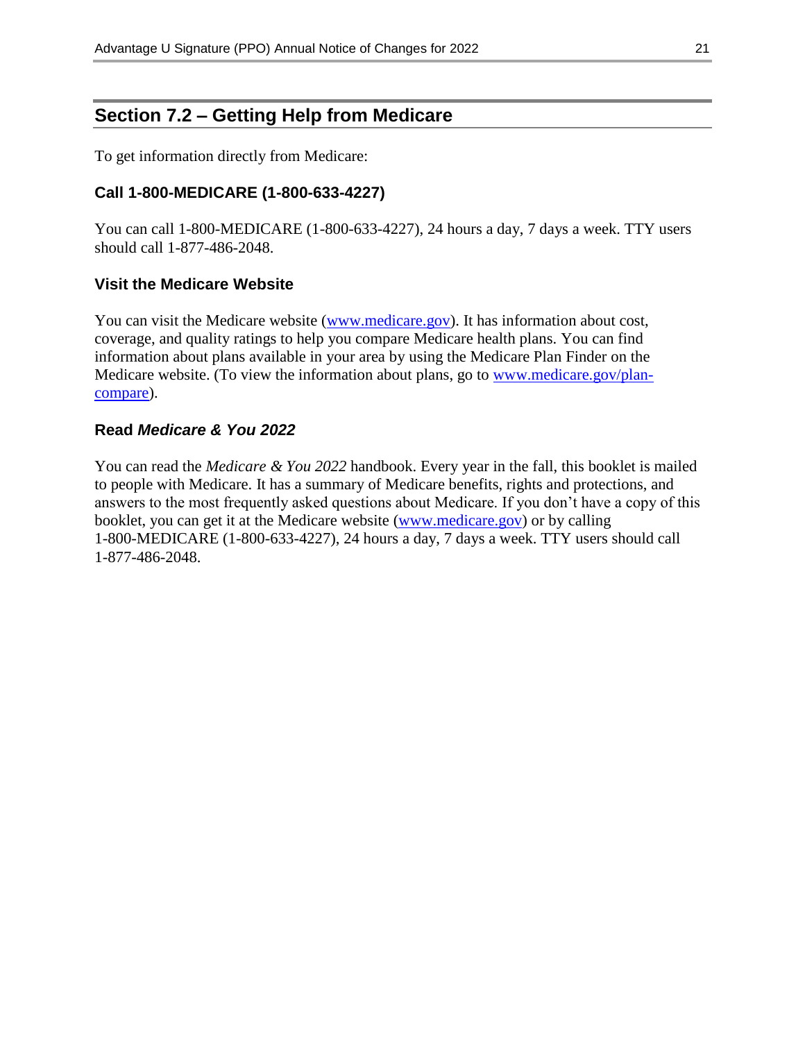## Section 7.2 – Getting Help from Medicare

To get information directly from Medicare:

### Call 1-800-MEDICARE (1-800-633-4227)

You can call 1-800-MEDICARE (1-800-633-4227), 24 hours a day, 7 days a week. TTY users should call 1-877-486-2048.

### Visit the Medicare Website

You can visit the Medicare website (www.medicare.gov). It has information about cost, coverage, and quality ratings to help you compare Medicare health plans. You can find information about plans available in your area by using the Medicare Plan Finder on the Medicare website. (To view the information about plans, go to www.medicare.gov/plan-compare).

### Read *Medicare & You 2022*

You can read the *Medicare & You 2022* handbook. Every year in the fall, this booklet is mailed to people with Medicare. It has a summary of Medicare benefits, rights and protections, and answers to the most frequently asked questions about Medicare. If you don't have a copy of this booklet, you can get it at the Medicare website (www.medicare.gov) or by calling 1-800-MEDICARE (1-800-633-4227), 24 hours a day, 7 days a week. TTY users should call 1-877-486-2048.